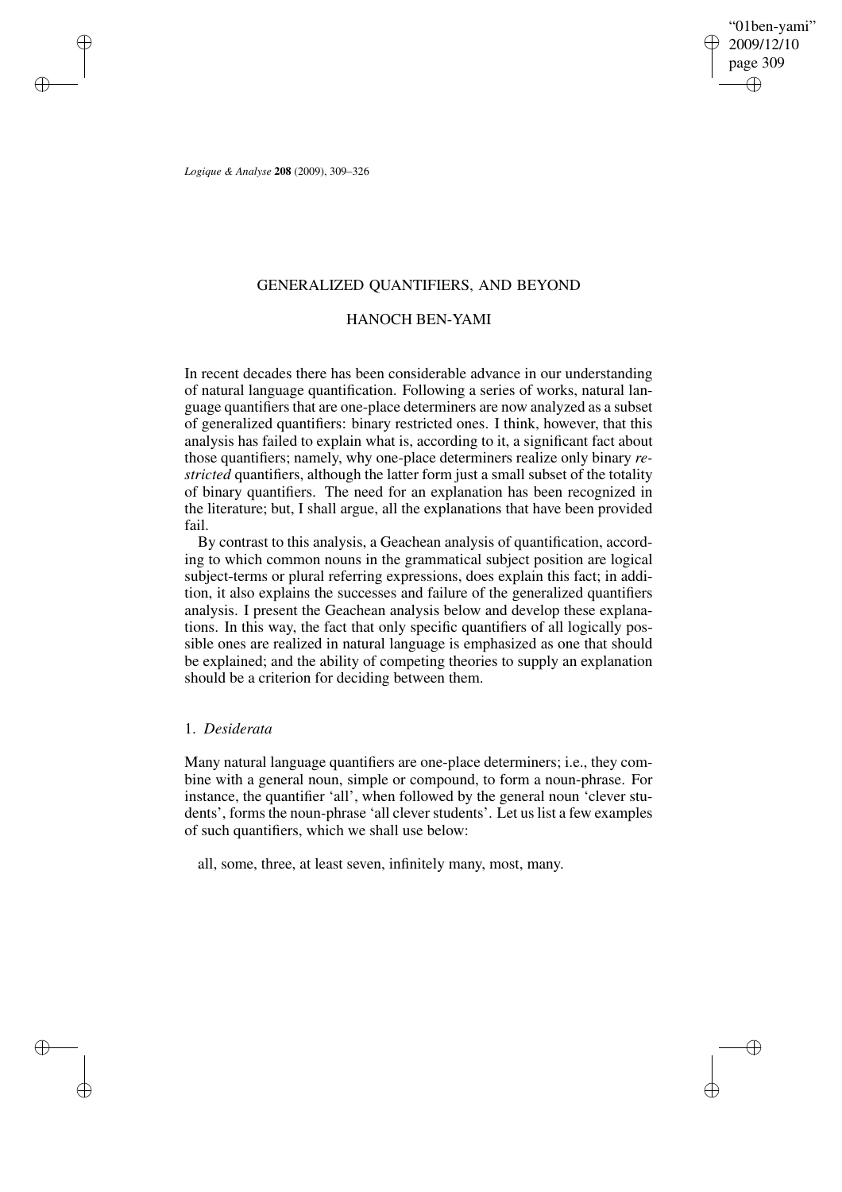# GENERALIZED QUANTIFIERS, AND BEYOND

## HANOCH BEN-YAMI

In recent decades there has been considerable advance in our understanding of natural language quantification. Following a series of works, natural language quantifiers that are one-place determiners are now analyzed as a subset of generalized quantifiers: binary restricted ones. I think, however, that this analysis has failed to explain what is, according to it, a significant fact about those quantifiers; namely, why one-place determiners realize only binary *restricted* quantifiers, although the latter form just a small subset of the totality of binary quantifiers. The need for an explanation has been recognized in the literature; but, I shall argue, all the explanations that have been provided fail.

By contrast to this analysis, a Geachean analysis of quantification, according to which common nouns in the grammatical subject position are logical subject-terms or plural referring expressions, does explain this fact; in addition, it also explains the successes and failure of the generalized quantifiers analysis. I present the Geachean analysis below and develop these explanations. In this way, the fact that only specific quantifiers of all logically possible ones are realized in natural language is emphasized as one that should be explained; and the ability of competing theories to supply an explanation should be a criterion for deciding between them.

### 1. *Desiderata*

Many natural language quantifiers are one-place determiners; i.e., they combine with a general noun, simple or compound, to form a noun-phrase. For instance, the quantifier 'all', when followed by the general noun 'clever students', forms the noun-phrase 'all clever students'. Let us list a few examples of such quantifiers, which we shall use below:

all, some, three, at least seven, infinitely many, most, many.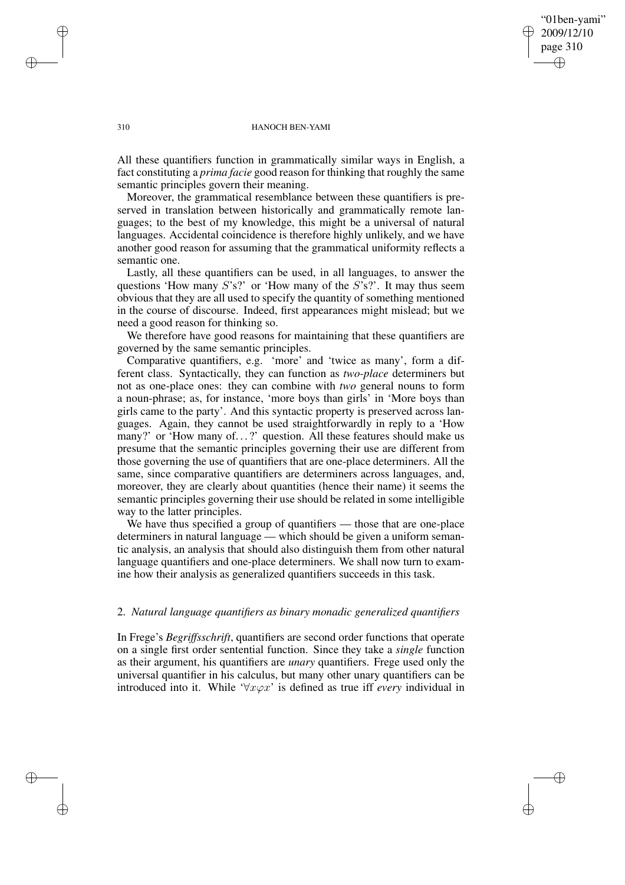All these quantifiers function in grammatically similar ways in English, a fact constituting a *prima facie* good reason for thinking that roughly the same semantic principles govern their meaning.

Moreover, the grammatical resemblance between these quantifiers is preserved in translation between historically and grammatically remote languages; to the best of my knowledge, this might be a universal of natural languages. Accidental coincidence is therefore highly unlikely, and we have another good reason for assuming that the grammatical uniformity reflects a semantic one.

Lastly, all these quantifiers can be used, in all languages, to answer the questions 'How many $S$'s?' or 'How many of the $S$'s?'. It may thus seem obvious that they are all used to specify the quantity of something mentioned in the course of discourse. Indeed, first appearances might mislead; but we need a good reason for thinking so.

We therefore have good reasons for maintaining that these quantifiers are governed by the same semantic principles.

Comparative quantifiers, e.g. 'more' and 'twice as many', form a different class. Syntactically, they can function as *two-place* determiners but not as one-place ones: they can combine with *two* general nouns to form a noun-phrase; as, for instance, 'more boys than girls' in 'More boys than girls came to the party'. And this syntactic property is preserved across languages. Again, they cannot be used straightforwardly in reply to a 'How many?' or 'How many of. . . ?' question. All these features should make us presume that the semantic principles governing their use are different from those governing the use of quantifiers that are one-place determiners. All the same, since comparative quantifiers are determiners across languages, and, moreover, they are clearly about quantities (hence their name) it seems the semantic principles governing their use should be related in some intelligible way to the latter principles.

We have thus specified a group of quantifiers — those that are one-place determiners in natural language — which should be given a uniform semantic analysis, an analysis that should also distinguish them from other natural language quantifiers and one-place determiners. We shall now turn to examine how their analysis as generalized quantifiers succeeds in this task.

## 2. *Natural language quantifiers as binary monadic generalized quantifiers*

In Frege's *Begriffsschrift*, quantifiers are second order functions that operate on a single first order sentential function. Since they take a *single* function as their argument, his quantifiers are *unary* quantifiers. Frege used only the universal quantifier in his calculus, but many other unary quantifiers can be introduced into it. While '$\forall x \varphi x$' is defined as true iff *every* individual in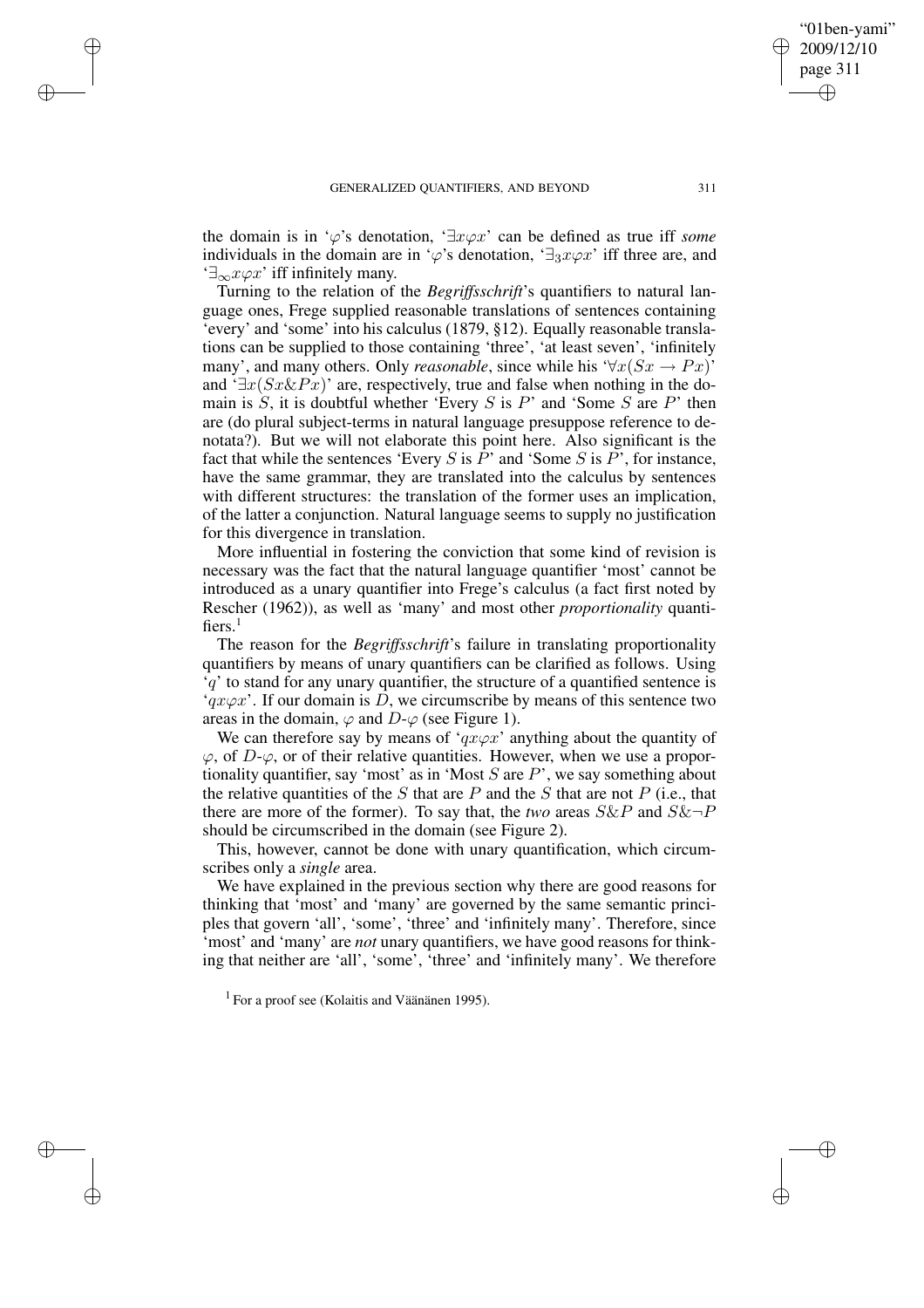the domain is in '$\varphi$'s denotation, '$\exists x\varphi x$' can be defined as true iff *some* individuals in the domain are in '$\varphi$'s denotation, '$\exists_3 x\varphi x$' iff three are, and '$\exists_\infty x\varphi x$' iff infinitely many.

Turning to the relation of the *Begriffsschrift*'s quantifiers to natural language ones, Frege supplied reasonable translations of sentences containing 'every' and 'some' into his calculus (1879, §12). Equally reasonable translations can be supplied to those containing 'three', 'at least seven', 'infinitely many', and many others. Only *reasonable*, since while his '$\forall x(Sx \rightarrow Px)$' and '$\exists x(Sx\&Px)$' are, respectively, true and false when nothing in the domain is $S$, it is doubtful whether 'Every $S$ is $P$' and 'Some $S$ are $P$' then are (do plural subject-terms in natural language presuppose reference to denotata?). But we will not elaborate this point here. Also significant is the fact that while the sentences 'Every $S$ is $P$' and 'Some $S$ is $P$', for instance, have the same grammar, they are translated into the calculus by sentences with different structures: the translation of the former uses an implication, of the latter a conjunction. Natural language seems to supply no justification for this divergence in translation.

More influential in fostering the conviction that some kind of revision is necessary was the fact that the natural language quantifier 'most' cannot be introduced as a unary quantifier into Frege's calculus (a fact first noted by Rescher (1962)), as well as 'many' and most other *proportionality* quantifiers.[1]

The reason for the *Begriffsschrift*'s failure in translating proportionality quantifiers by means of unary quantifiers can be clarified as follows. Using '$q$' to stand for any unary quantifier, the structure of a quantified sentence is '$qx\varphi x$'. If our domain is $D$, we circumscribe by means of this sentence two areas in the domain, $\varphi$ and $D$-$\varphi$ (see Figure 1).

We can therefore say by means of '$qx\varphi x$' anything about the quantity of $\varphi$, of $D$-$\varphi$, or of their relative quantities. However, when we use a proportionality quantifier, say 'most' as in 'Most $S$ are $P$', we say something about the relative quantities of the $S$ that are $P$ and the $S$ that are not $P$ (i.e., that there are more of the former). To say that, the *two* areas $S\&P$ and $S\&\neg P$ should be circumscribed in the domain (see Figure 2).

This, however, cannot be done with unary quantification, which circumscribes only a *single* area.

We have explained in the previous section why there are good reasons for thinking that 'most' and 'many' are governed by the same semantic principles that govern 'all', 'some', 'three' and 'infinitely many'. Therefore, since 'most' and 'many' are *not* unary quantifiers, we have good reasons for thinking that neither are 'all', 'some', 'three' and 'infinitely many'. We therefore

[1] For a proof see (Kolaitis and Väänänen 1995).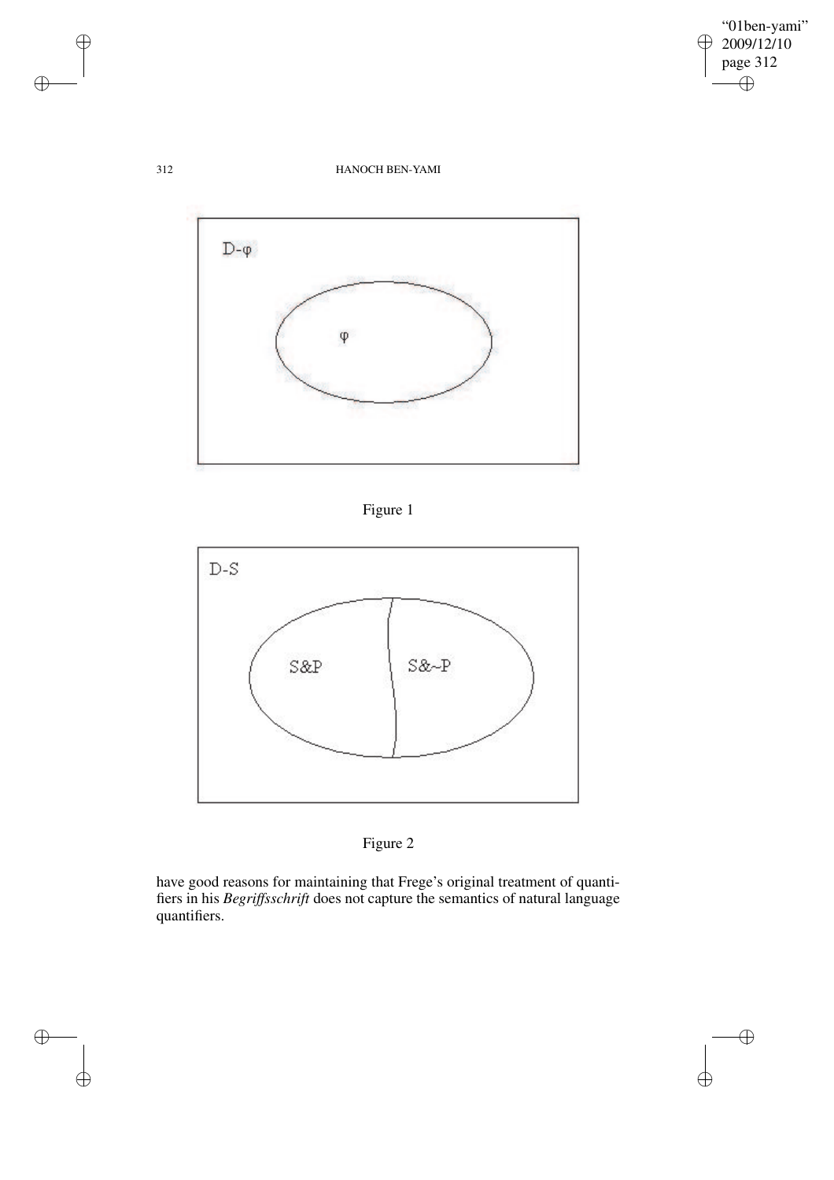Figure 1

Figure 2

have good reasons for maintaining that Frege's original treatment of quantifiers in his *Begriffsschrift* does not capture the semantics of natural language quantifiers.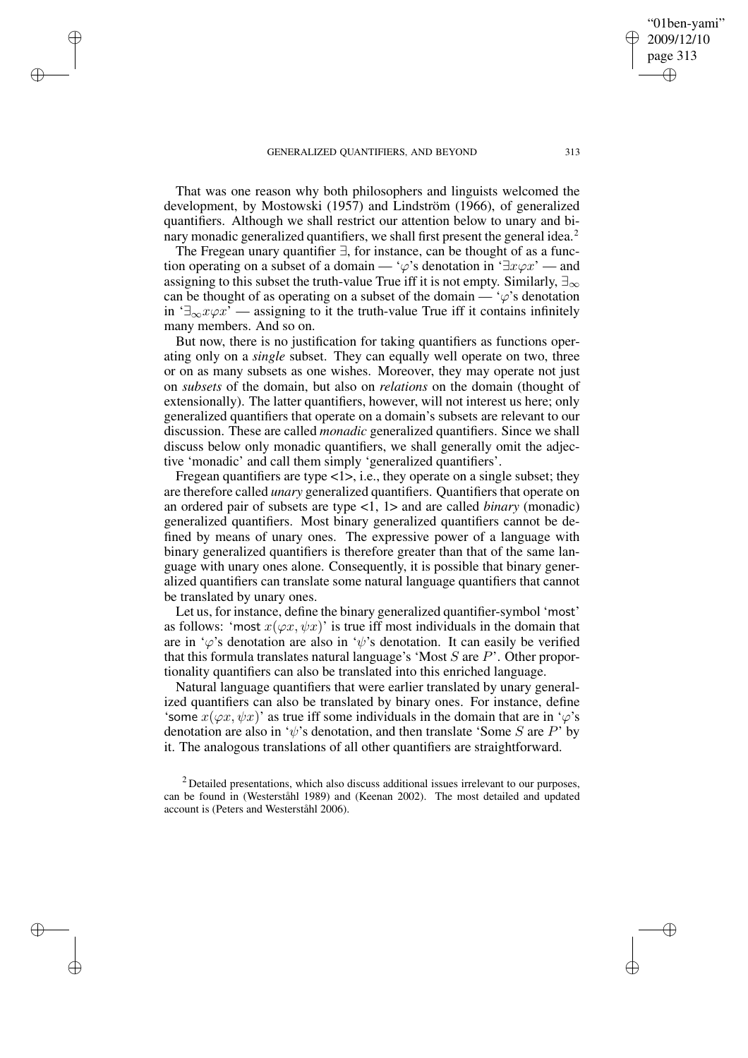That was one reason why both philosophers and linguists welcomed the development, by Mostowski (1957) and Lindström (1966), of generalized quantifiers. Although we shall restrict our attention below to unary and binary monadic generalized quantifiers, we shall first present the general idea.[2]

The Fregean unary quantifier $\exists$, for instance, can be thought of as a function operating on a subset of a domain — '$\varphi$'s denotation in '$\exists x \varphi x$' — and assigning to this subset the truth-value True iff it is not empty. Similarly, $\exists_\infty$ can be thought of as operating on a subset of the domain — '$\varphi$'s denotation in '$\exists_\infty x \varphi x$' — assigning to it the truth-value True iff it contains infinitely many members. And so on.

But now, there is no justification for taking quantifiers as functions operating only on a *single* subset. They can equally well operate on two, three or on as many subsets as one wishes. Moreover, they may operate not just on *subsets* of the domain, but also on *relations* on the domain (thought of extensionally). The latter quantifiers, however, will not interest us here; only generalized quantifiers that operate on a domain's subsets are relevant to our discussion. These are called *monadic* generalized quantifiers. Since we shall discuss below only monadic quantifiers, we shall generally omit the adjective 'monadic' and call them simply 'generalized quantifiers'.

Fregean quantifiers are type <1>, i.e., they operate on a single subset; they are therefore called *unary* generalized quantifiers. Quantifiers that operate on an ordered pair of subsets are type <1, 1> and are called *binary* (monadic) generalized quantifiers. Most binary generalized quantifiers cannot be defined by means of unary ones. The expressive power of a language with binary generalized quantifiers is therefore greater than that of the same language with unary ones alone. Consequently, it is possible that binary generalized quantifiers can translate some natural language quantifiers that cannot be translated by unary ones.

Let us, for instance, define the binary generalized quantifier-symbol 'most' as follows: '$\mathsf{most}\ x(\varphi x, \psi x)$' is true iff most individuals in the domain that are in '$\varphi$'s denotation are also in '$\psi$'s denotation. It can easily be verified that this formula translates natural language's 'Most $S$ are $P$'. Other proportionality quantifiers can also be translated into this enriched language.

Natural language quantifiers that were earlier translated by unary generalized quantifiers can also be translated by binary ones. For instance, define '$\mathsf{some}\ x(\varphi x, \psi x)$' as true iff some individuals in the domain that are in '$\varphi$'s denotation are also in '$\psi$'s denotation, and then translate 'Some $S$ are $P$' by it. The analogous translations of all other quantifiers are straightforward.

[2] Detailed presentations, which also discuss additional issues irrelevant to our purposes, can be found in (Westerståhl 1989) and (Keenan 2002). The most detailed and updated account is (Peters and Westerståhl 2006).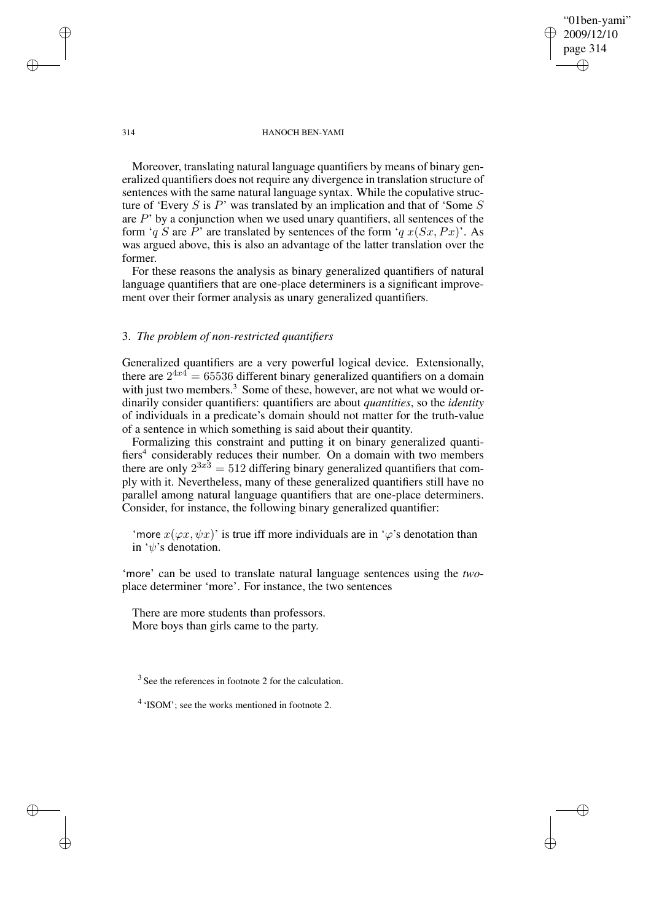Moreover, translating natural language quantifiers by means of binary generalized quantifiers does not require any divergence in translation structure of sentences with the same natural language syntax. While the copulative structure of 'Every $S$ is $P$' was translated by an implication and that of 'Some $S$ are $P$' by a conjunction when we used unary quantifiers, all sentences of the form '$q$ $S$ are $P$' are translated by sentences of the form '$q\ x(Sx, Px)$'. As was argued above, this is also an advantage of the latter translation over the former.

For these reasons the analysis as binary generalized quantifiers of natural language quantifiers that are one-place determiners is a significant improvement over their former analysis as unary generalized quantifiers.

### 3. *The problem of non-restricted quantifiers*

Generalized quantifiers are a very powerful logical device. Extensionally, there are $2^{4x4} = 65536$ different binary generalized quantifiers on a domain with just two members.[3] Some of these, however, are not what we would ordinarily consider quantifiers: quantifiers are about *quantities*, so the *identity* of individuals in a predicate's domain should not matter for the truth-value of a sentence in which something is said about their quantity.

Formalizing this constraint and putting it on binary generalized quantifiers[4] considerably reduces their number. On a domain with two members there are only $2^{3x3} = 512$ differing binary generalized quantifiers that comply with it. Nevertheless, many of these generalized quantifiers still have no parallel among natural language quantifiers that are one-place determiners. Consider, for instance, the following binary generalized quantifier:

> 'more $x(\varphi x, \psi x)$' is true iff more individuals are in '$\varphi$'s denotation than in '$\psi$'s denotation.

'more' can be used to translate natural language sentences using the *two*-place determiner 'more'. For instance, the two sentences

> There are more students than professors.
> More boys than girls came to the party.

[3] See the references in footnote 2 for the calculation.

[4] 'ISOM'; see the works mentioned in footnote 2.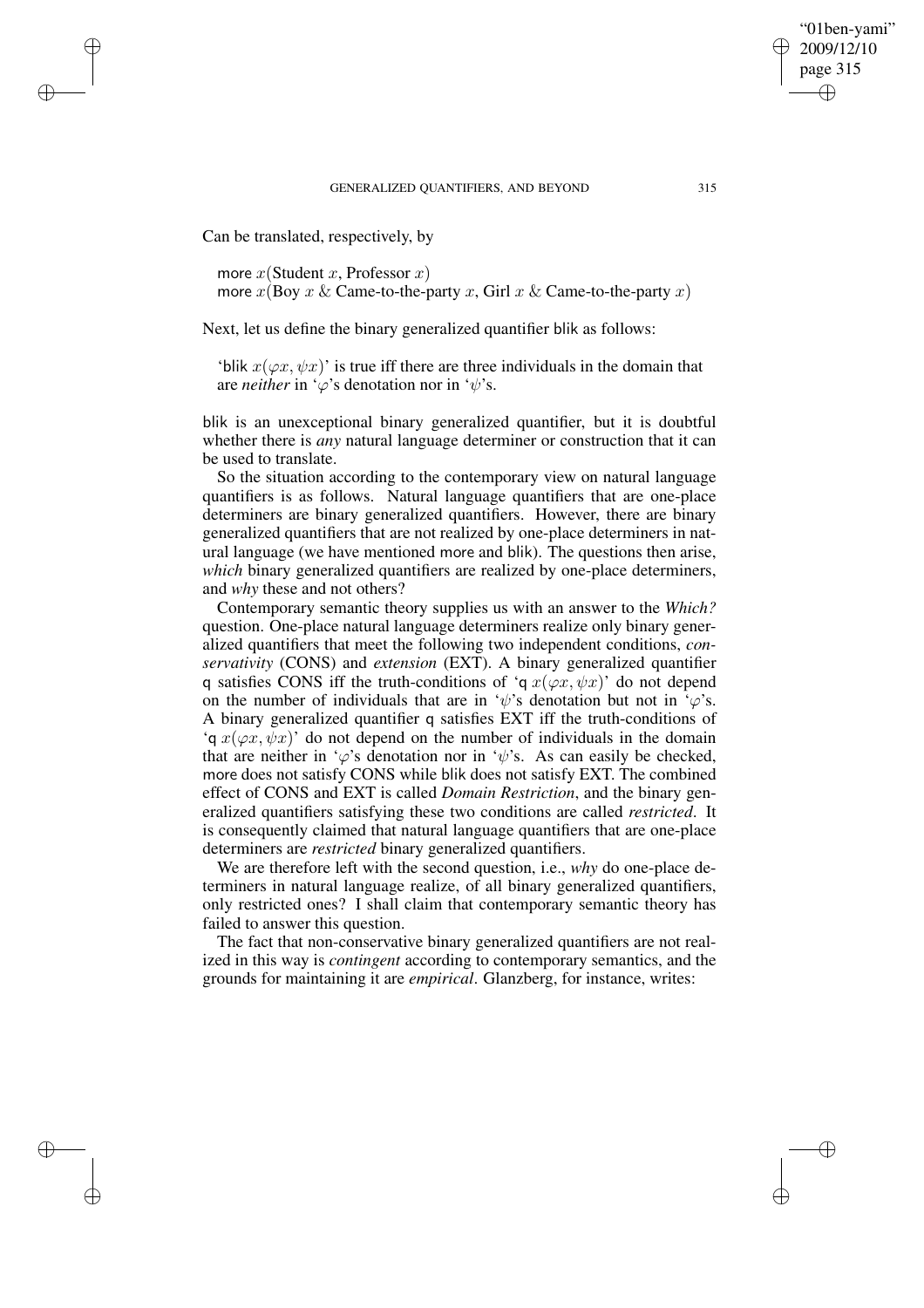Can be translated, respectively, by

more $x$(Student $x$, Professor $x$)
more $x$(Boy $x$ & Came-to-the-party $x$, Girl $x$ & Came-to-the-party $x$)

Next, let us define the binary generalized quantifier blik as follows:

'blik $x(\varphi x, \psi x)$' is true iff there are three individuals in the domain that are *neither* in '$\varphi$'s denotation nor in '$\psi$'s.

blik is an unexceptional binary generalized quantifier, but it is doubtful whether there is *any* natural language determiner or construction that it can be used to translate.

So the situation according to the contemporary view on natural language quantifiers is as follows. Natural language quantifiers that are one-place determiners are binary generalized quantifiers. However, there are binary generalized quantifiers that are not realized by one-place determiners in natural language (we have mentioned more and blik). The questions then arise, *which* binary generalized quantifiers are realized by one-place determiners, and *why* these and not others?

Contemporary semantic theory supplies us with an answer to the *Which?* question. One-place natural language determiners realize only binary generalized quantifiers that meet the following two independent conditions, *conservativity* (CONS) and *extension* (EXT). A binary generalized quantifier q satisfies CONS iff the truth-conditions of 'q $x(\varphi x, \psi x)$' do not depend on the number of individuals that are in '$\psi$'s denotation but not in '$\varphi$'s. A binary generalized quantifier q satisfies EXT iff the truth-conditions of 'q $x(\varphi x, \psi x)$' do not depend on the number of individuals in the domain that are neither in '$\varphi$'s denotation nor in '$\psi$'s. As can easily be checked, more does not satisfy CONS while blik does not satisfy EXT. The combined effect of CONS and EXT is called *Domain Restriction*, and the binary generalized quantifiers satisfying these two conditions are called *restricted*. It is consequently claimed that natural language quantifiers that are one-place determiners are *restricted* binary generalized quantifiers.

We are therefore left with the second question, i.e., *why* do one-place determiners in natural language realize, of all binary generalized quantifiers, only restricted ones? I shall claim that contemporary semantic theory has failed to answer this question.

The fact that non-conservative binary generalized quantifiers are not realized in this way is *contingent* according to contemporary semantics, and the grounds for maintaining it are *empirical*. Glanzberg, for instance, writes: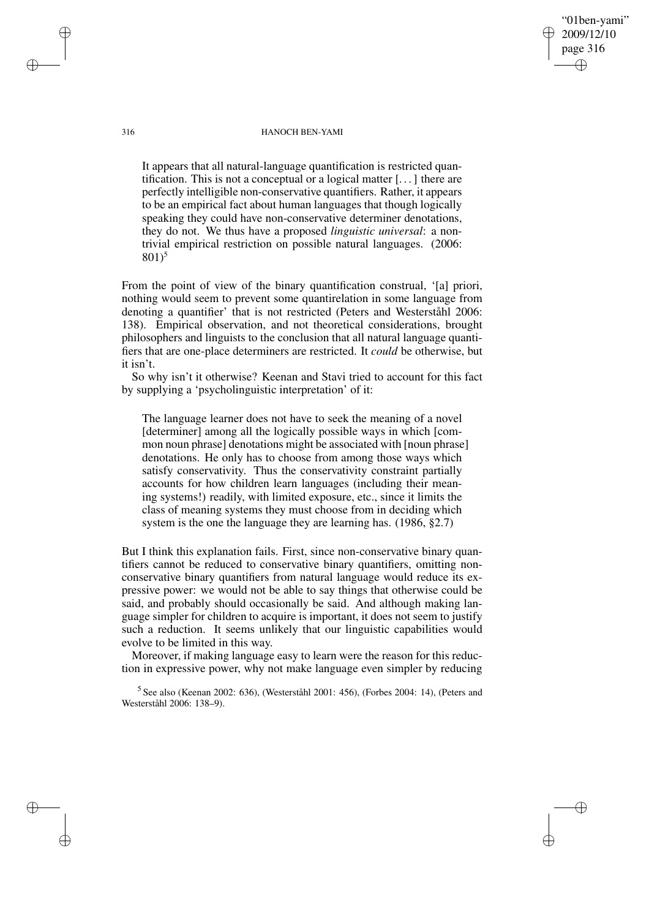> It appears that all natural-language quantification is restricted quantification. This is not a conceptual or a logical matter [...] there are perfectly intelligible non-conservative quantifiers. Rather, it appears to be an empirical fact about human languages that though logically speaking they could have non-conservative determiner denotations, they do not. We thus have a proposed *linguistic universal*: a non-trivial empirical restriction on possible natural languages. (2006: 801)[5]

From the point of view of the binary quantification construal, '[a] priori, nothing would seem to prevent some quantirelation in some language from denoting a quantifier' that is not restricted (Peters and Westerståhl 2006: 138). Empirical observation, and not theoretical considerations, brought philosophers and linguists to the conclusion that all natural language quantifiers that are one-place determiners are restricted. It *could* be otherwise, but it isn't.

So why isn't it otherwise? Keenan and Stavi tried to account for this fact by supplying a 'psycholinguistic interpretation' of it:

> The language learner does not have to seek the meaning of a novel [determiner] among all the logically possible ways in which [common noun phrase] denotations might be associated with [noun phrase] denotations. He only has to choose from among those ways which satisfy conservativity. Thus the conservativity constraint partially accounts for how children learn languages (including their meaning systems!) readily, with limited exposure, etc., since it limits the class of meaning systems they must choose from in deciding which system is the one the language they are learning has. (1986, §2.7)

But I think this explanation fails. First, since non-conservative binary quantifiers cannot be reduced to conservative binary quantifiers, omitting non-conservative binary quantifiers from natural language would reduce its expressive power: we would not be able to say things that otherwise could be said, and probably should occasionally be said. And although making language simpler for children to acquire is important, it does not seem to justify such a reduction. It seems unlikely that our linguistic capabilities would evolve to be limited in this way.

Moreover, if making language easy to learn were the reason for this reduction in expressive power, why not make language even simpler by reducing

[5] See also (Keenan 2002: 636), (Westerståhl 2001: 456), (Forbes 2004: 14), (Peters and Westerståhl 2006: 138–9).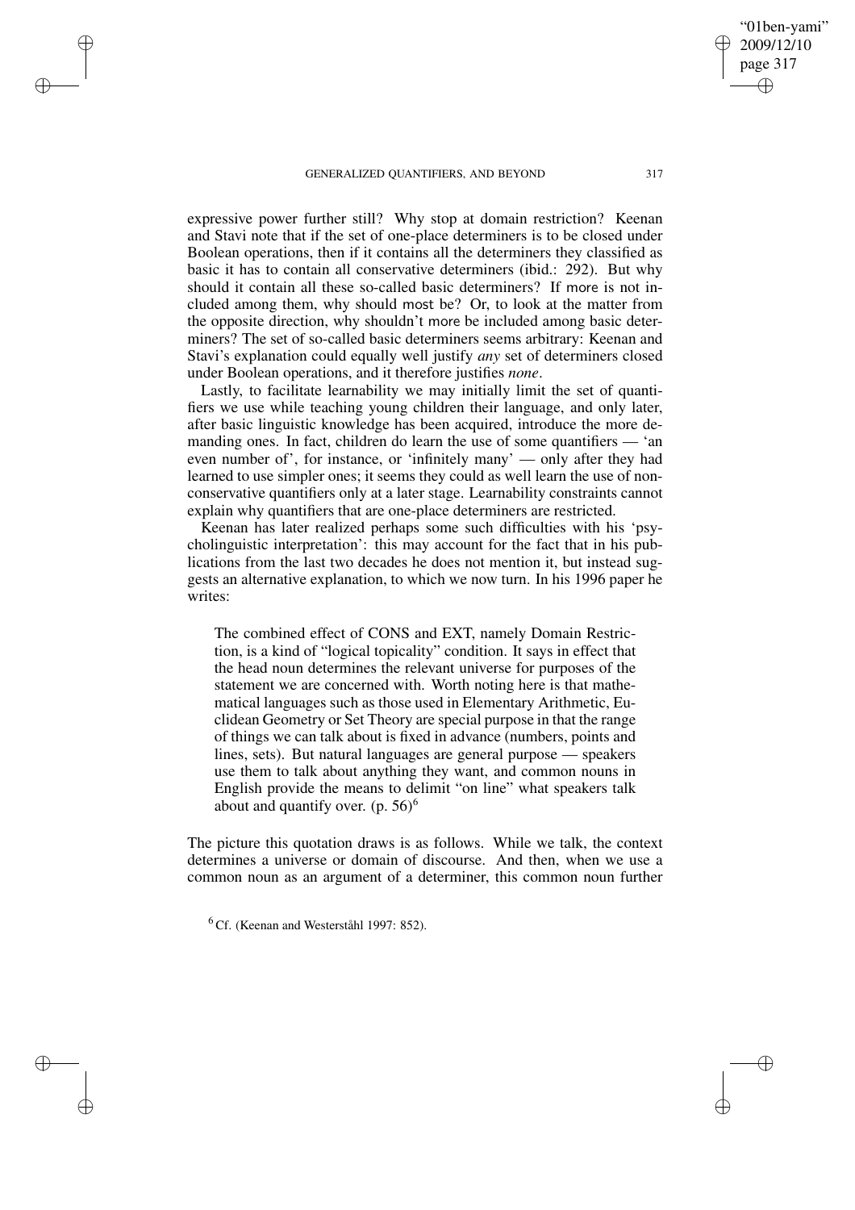expressive power further still? Why stop at domain restriction? Keenan and Stavi note that if the set of one-place determiners is to be closed under Boolean operations, then if it contains all the determiners they classified as basic it has to contain all conservative determiners (ibid.: 292). But why should it contain all these so-called basic determiners? If more is not included among them, why should most be? Or, to look at the matter from the opposite direction, why shouldn't more be included among basic determiners? The set of so-called basic determiners seems arbitrary: Keenan and Stavi's explanation could equally well justify *any* set of determiners closed under Boolean operations, and it therefore justifies *none*.

Lastly, to facilitate learnability we may initially limit the set of quantifiers we use while teaching young children their language, and only later, after basic linguistic knowledge has been acquired, introduce the more demanding ones. In fact, children do learn the use of some quantifiers — 'an even number of', for instance, or 'infinitely many' — only after they had learned to use simpler ones; it seems they could as well learn the use of non-conservative quantifiers only at a later stage. Learnability constraints cannot explain why quantifiers that are one-place determiners are restricted.

Keenan has later realized perhaps some such difficulties with his 'psycholinguistic interpretation': this may account for the fact that in his publications from the last two decades he does not mention it, but instead suggests an alternative explanation, to which we now turn. In his 1996 paper he writes:

> The combined effect of CONS and EXT, namely Domain Restriction, is a kind of "logical topicality" condition. It says in effect that the head noun determines the relevant universe for purposes of the statement we are concerned with. Worth noting here is that mathematical languages such as those used in Elementary Arithmetic, Euclidean Geometry or Set Theory are special purpose in that the range of things we can talk about is fixed in advance (numbers, points and lines, sets). But natural languages are general purpose — speakers use them to talk about anything they want, and common nouns in English provide the means to delimit "on line" what speakers talk about and quantify over. (p. 56)[6]

The picture this quotation draws is as follows. While we talk, the context determines a universe or domain of discourse. And then, when we use a common noun as an argument of a determiner, this common noun further

[6] Cf. (Keenan and Westerståhl 1997: 852).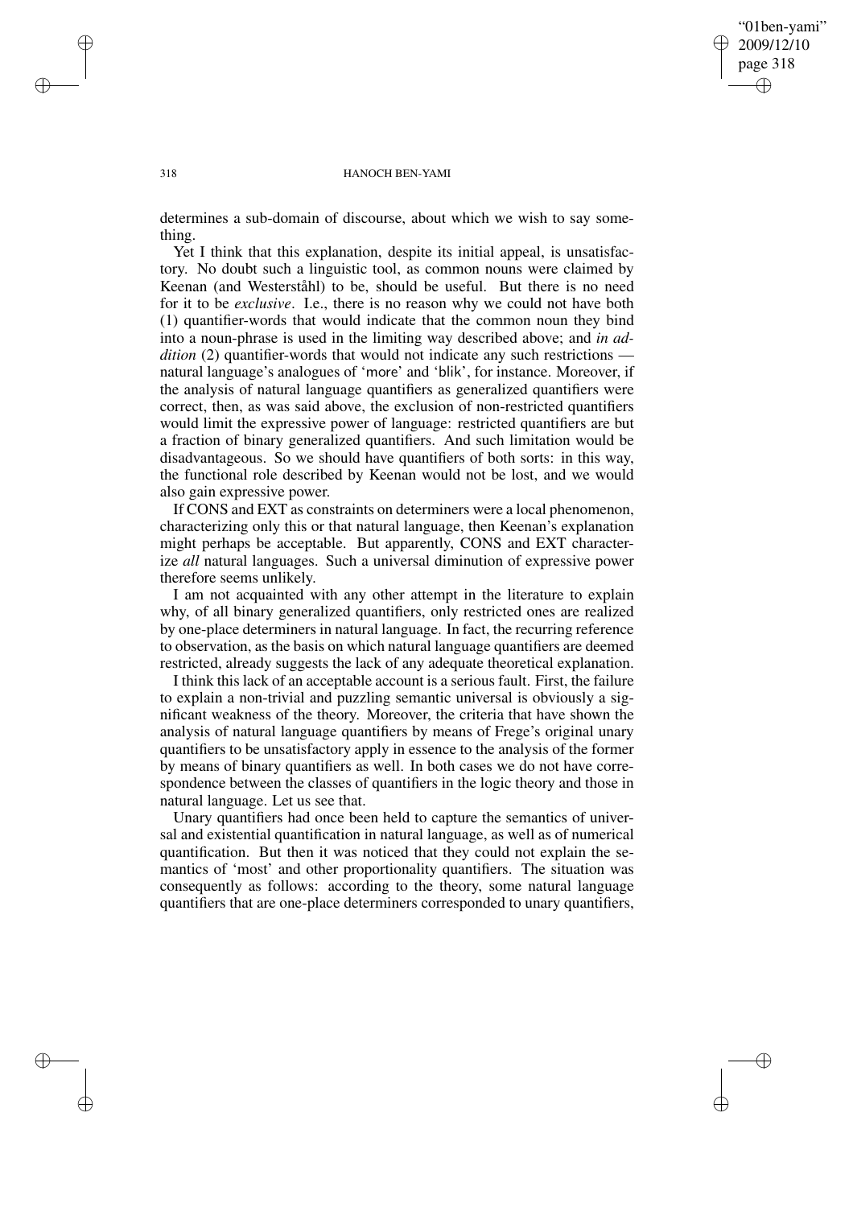determines a sub-domain of discourse, about which we wish to say something.

Yet I think that this explanation, despite its initial appeal, is unsatisfactory. No doubt such a linguistic tool, as common nouns were claimed by Keenan (and Westerståhl) to be, should be useful. But there is no need for it to be *exclusive*. I.e., there is no reason why we could not have both (1) quantifier-words that would indicate that the common noun they bind into a noun-phrase is used in the limiting way described above; and *in addition* (2) quantifier-words that would not indicate any such restrictions — natural language's analogues of 'more' and 'blik', for instance. Moreover, if the analysis of natural language quantifiers as generalized quantifiers were correct, then, as was said above, the exclusion of non-restricted quantifiers would limit the expressive power of language: restricted quantifiers are but a fraction of binary generalized quantifiers. And such limitation would be disadvantageous. So we should have quantifiers of both sorts: in this way, the functional role described by Keenan would not be lost, and we would also gain expressive power.

If CONS and EXT as constraints on determiners were a local phenomenon, characterizing only this or that natural language, then Keenan's explanation might perhaps be acceptable. But apparently, CONS and EXT characterize *all* natural languages. Such a universal diminution of expressive power therefore seems unlikely.

I am not acquainted with any other attempt in the literature to explain why, of all binary generalized quantifiers, only restricted ones are realized by one-place determiners in natural language. In fact, the recurring reference to observation, as the basis on which natural language quantifiers are deemed restricted, already suggests the lack of any adequate theoretical explanation.

I think this lack of an acceptable account is a serious fault. First, the failure to explain a non-trivial and puzzling semantic universal is obviously a significant weakness of the theory. Moreover, the criteria that have shown the analysis of natural language quantifiers by means of Frege's original unary quantifiers to be unsatisfactory apply in essence to the analysis of the former by means of binary quantifiers as well. In both cases we do not have correspondence between the classes of quantifiers in the logic theory and those in natural language. Let us see that.

Unary quantifiers had once been held to capture the semantics of universal and existential quantification in natural language, as well as of numerical quantification. But then it was noticed that they could not explain the semantics of 'most' and other proportionality quantifiers. The situation was consequently as follows: according to the theory, some natural language quantifiers that are one-place determiners corresponded to unary quantifiers,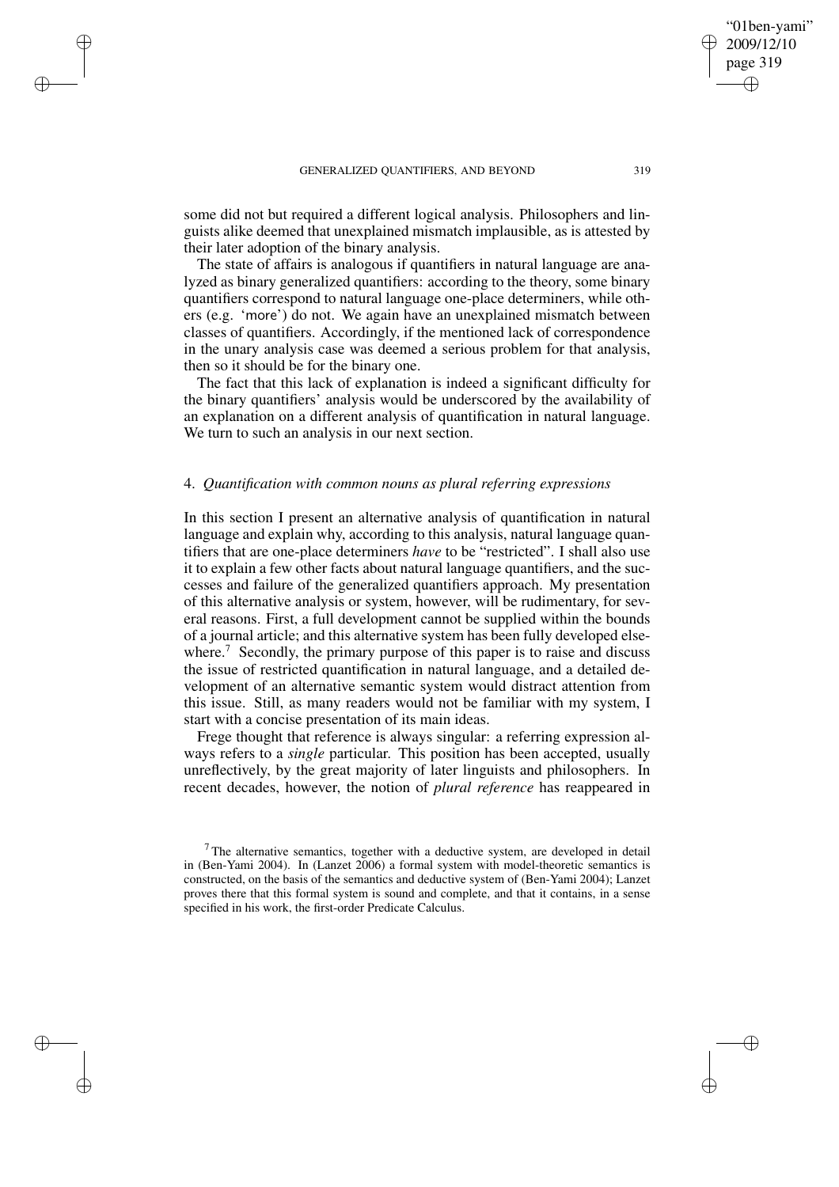some did not but required a different logical analysis. Philosophers and linguists alike deemed that unexplained mismatch implausible, as is attested by their later adoption of the binary analysis.

The state of affairs is analogous if quantifiers in natural language are analyzed as binary generalized quantifiers: according to the theory, some binary quantifiers correspond to natural language one-place determiners, while others (e.g. 'more') do not. We again have an unexplained mismatch between classes of quantifiers. Accordingly, if the mentioned lack of correspondence in the unary analysis case was deemed a serious problem for that analysis, then so it should be for the binary one.

The fact that this lack of explanation is indeed a significant difficulty for the binary quantifiers' analysis would be underscored by the availability of an explanation on a different analysis of quantification in natural language. We turn to such an analysis in our next section.

## 4. *Quantification with common nouns as plural referring expressions*

In this section I present an alternative analysis of quantification in natural language and explain why, according to this analysis, natural language quantifiers that are one-place determiners *have* to be "restricted". I shall also use it to explain a few other facts about natural language quantifiers, and the successes and failure of the generalized quantifiers approach. My presentation of this alternative analysis or system, however, will be rudimentary, for several reasons. First, a full development cannot be supplied within the bounds of a journal article; and this alternative system has been fully developed elsewhere.[7] Secondly, the primary purpose of this paper is to raise and discuss the issue of restricted quantification in natural language, and a detailed development of an alternative semantic system would distract attention from this issue. Still, as many readers would not be familiar with my system, I start with a concise presentation of its main ideas.

Frege thought that reference is always singular: a referring expression always refers to a *single* particular. This position has been accepted, usually unreflectively, by the great majority of later linguists and philosophers. In recent decades, however, the notion of *plural reference* has reappeared in

[7] The alternative semantics, together with a deductive system, are developed in detail in (Ben-Yami 2004). In (Lanzet 2006) a formal system with model-theoretic semantics is constructed, on the basis of the semantics and deductive system of (Ben-Yami 2004); Lanzet proves there that this formal system is sound and complete, and that it contains, in a sense specified in his work, the first-order Predicate Calculus.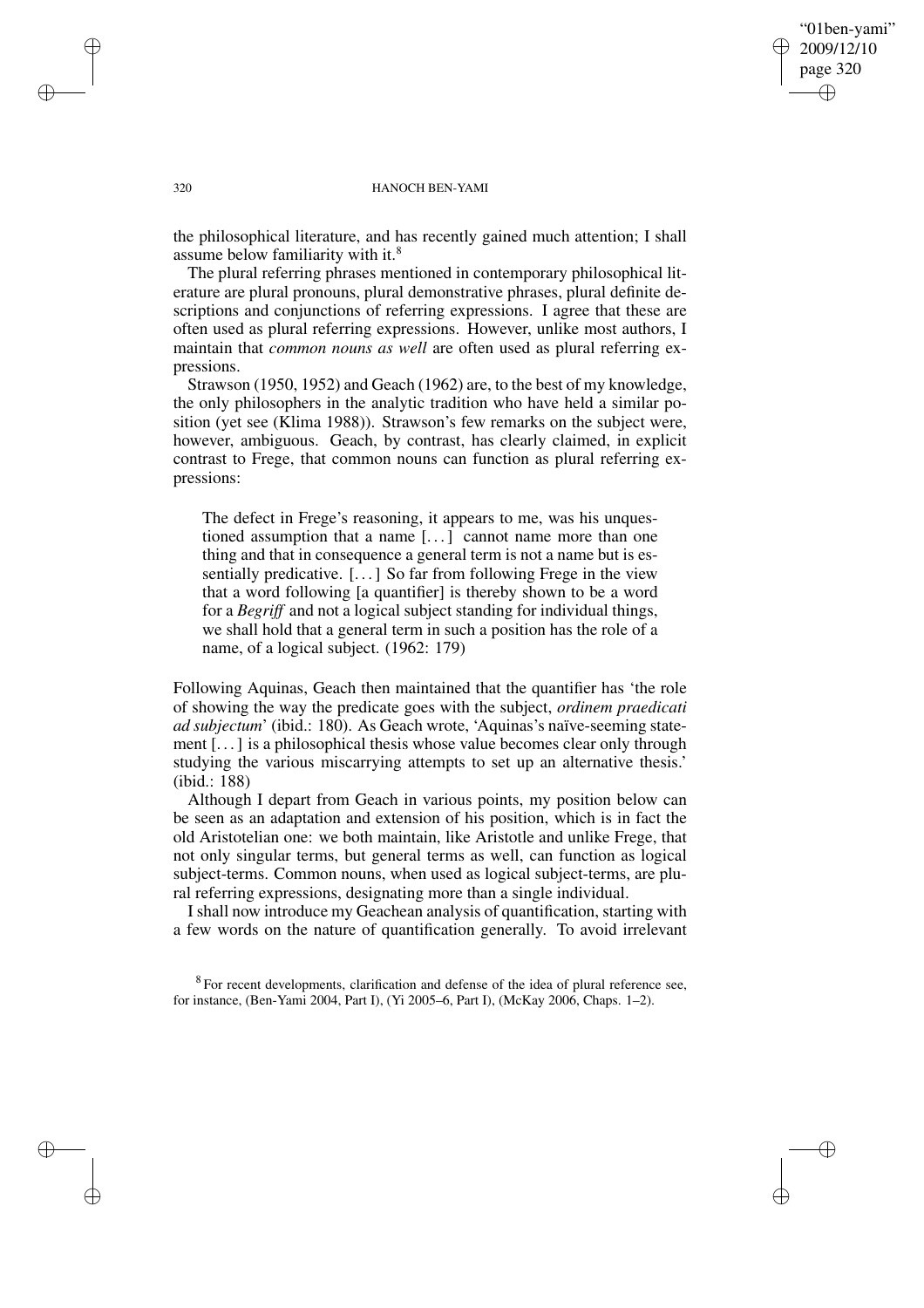the philosophical literature, and has recently gained much attention; I shall assume below familiarity with it.[8]

The plural referring phrases mentioned in contemporary philosophical literature are plural pronouns, plural demonstrative phrases, plural definite descriptions and conjunctions of referring expressions. I agree that these are often used as plural referring expressions. However, unlike most authors, I maintain that *common nouns as well* are often used as plural referring expressions.

Strawson (1950, 1952) and Geach (1962) are, to the best of my knowledge, the only philosophers in the analytic tradition who have held a similar position (yet see (Klima 1988)). Strawson's few remarks on the subject were, however, ambiguous. Geach, by contrast, has clearly claimed, in explicit contrast to Frege, that common nouns can function as plural referring expressions:

> The defect in Frege's reasoning, it appears to me, was his unquestioned assumption that a name [...] cannot name more than one thing and that in consequence a general term is not a name but is essentially predicative. [...] So far from following Frege in the view that a word following [a quantifier] is thereby shown to be a word for a *Begriff* and not a logical subject standing for individual things, we shall hold that a general term in such a position has the role of a name, of a logical subject. (1962: 179)

Following Aquinas, Geach then maintained that the quantifier has 'the role of showing the way the predicate goes with the subject, *ordinem praedicati ad subjectum*' (ibid.: 180). As Geach wrote, 'Aquinas's naïve-seeming statement [...] is a philosophical thesis whose value becomes clear only through studying the various miscarrying attempts to set up an alternative thesis.' (ibid.: 188)

Although I depart from Geach in various points, my position below can be seen as an adaptation and extension of his position, which is in fact the old Aristotelian one: we both maintain, like Aristotle and unlike Frege, that not only singular terms, but general terms as well, can function as logical subject-terms. Common nouns, when used as logical subject-terms, are plural referring expressions, designating more than a single individual.

I shall now introduce my Geachean analysis of quantification, starting with a few words on the nature of quantification generally. To avoid irrelevant

[8] For recent developments, clarification and defense of the idea of plural reference see, for instance, (Ben-Yami 2004, Part I), (Yi 2005–6, Part I), (McKay 2006, Chaps. 1–2).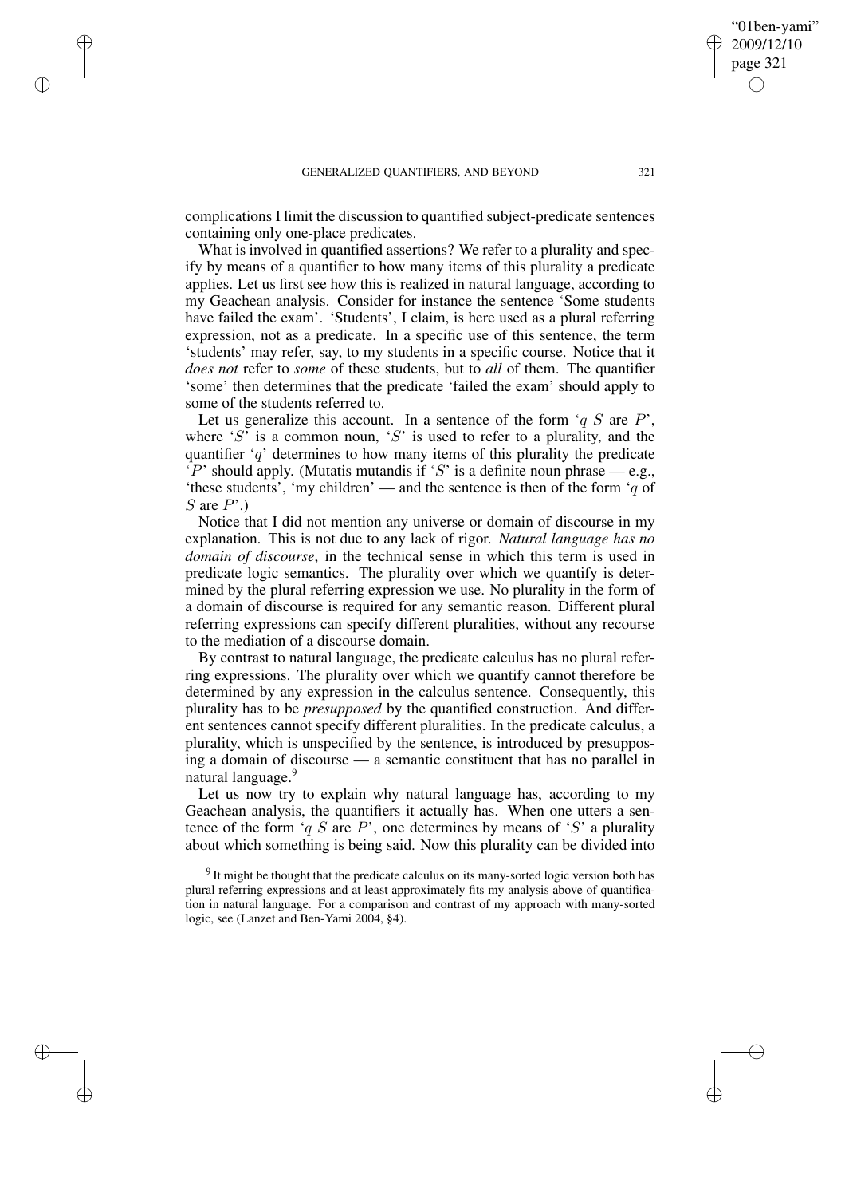complications I limit the discussion to quantified subject-predicate sentences containing only one-place predicates.

What is involved in quantified assertions? We refer to a plurality and specify by means of a quantifier to how many items of this plurality a predicate applies. Let us first see how this is realized in natural language, according to my Geachean analysis. Consider for instance the sentence 'Some students have failed the exam'. 'Students', I claim, is here used as a plural referring expression, not as a predicate. In a specific use of this sentence, the term 'students' may refer, say, to my students in a specific course. Notice that it *does not* refer to *some* of these students, but to *all* of them. The quantifier 'some' then determines that the predicate 'failed the exam' should apply to some of the students referred to.

Let us generalize this account. In a sentence of the form '$q$ $S$ are $P$', where '$S$' is a common noun, '$S$' is used to refer to a plurality, and the quantifier '$q$' determines to how many items of this plurality the predicate '$P$' should apply. (Mutatis mutandis if '$S$' is a definite noun phrase — e.g., 'these students', 'my children' — and the sentence is then of the form '$q$ of $S$ are $P$'.)

Notice that I did not mention any universe or domain of discourse in my explanation. This is not due to any lack of rigor. *Natural language has no domain of discourse*, in the technical sense in which this term is used in predicate logic semantics. The plurality over which we quantify is determined by the plural referring expression we use. No plurality in the form of a domain of discourse is required for any semantic reason. Different plural referring expressions can specify different pluralities, without any recourse to the mediation of a discourse domain.

By contrast to natural language, the predicate calculus has no plural referring expressions. The plurality over which we quantify cannot therefore be determined by any expression in the calculus sentence. Consequently, this plurality has to be *presupposed* by the quantified construction. And different sentences cannot specify different pluralities. In the predicate calculus, a plurality, which is unspecified by the sentence, is introduced by presupposing a domain of discourse — a semantic constituent that has no parallel in natural language.[9]

Let us now try to explain why natural language has, according to my Geachean analysis, the quantifiers it actually has. When one utters a sentence of the form '$q$ $S$ are $P$', one determines by means of '$S$' a plurality about which something is being said. Now this plurality can be divided into

[9] It might be thought that the predicate calculus on its many-sorted logic version both has plural referring expressions and at least approximately fits my analysis above of quantification in natural language. For a comparison and contrast of my approach with many-sorted logic, see (Lanzet and Ben-Yami 2004, §4).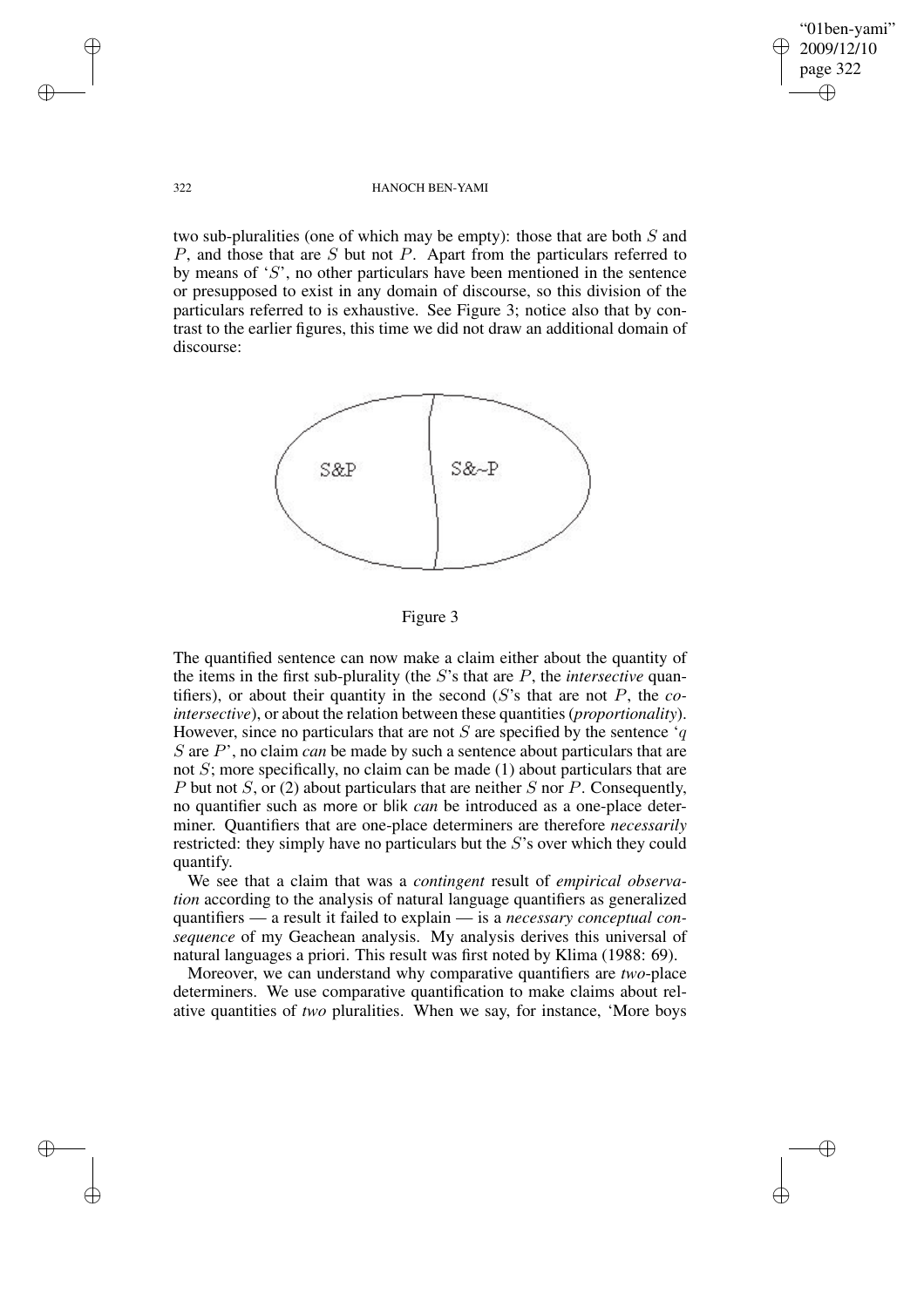two sub-pluralities (one of which may be empty): those that are both $S$ and $P$, and those that are $S$ but not $P$. Apart from the particulars referred to by means of '$S$', no other particulars have been mentioned in the sentence or presupposed to exist in any domain of discourse, so this division of the particulars referred to is exhaustive. See Figure 3; notice also that by contrast to the earlier figures, this time we did not draw an additional domain of discourse:

S&P | S&~P

Figure 3

The quantified sentence can now make a claim either about the quantity of the items in the first sub-plurality (the $S$'s that are $P$, the *intersective* quantifiers), or about their quantity in the second ($S$'s that are not $P$, the *co-intersective*), or about the relation between these quantities (*proportionality*). However, since no particulars that are not $S$ are specified by the sentence '$q$ $S$ are $P$', no claim *can* be made by such a sentence about particulars that are not $S$; more specifically, no claim can be made (1) about particulars that are $P$ but not $S$, or (2) about particulars that are neither $S$ nor $P$. Consequently, no quantifier such as more or blik *can* be introduced as a one-place determiner. Quantifiers that are one-place determiners are therefore *necessarily* restricted: they simply have no particulars but the $S$'s over which they could quantify.

We see that a claim that was a *contingent* result of *empirical observation* according to the analysis of natural language quantifiers as generalized quantifiers — a result it failed to explain — is a *necessary conceptual consequence* of my Geachean analysis. My analysis derives this universal of natural languages a priori. This result was first noted by Klima (1988: 69).

Moreover, we can understand why comparative quantifiers are *two*-place determiners. We use comparative quantification to make claims about relative quantities of *two* pluralities. When we say, for instance, 'More boys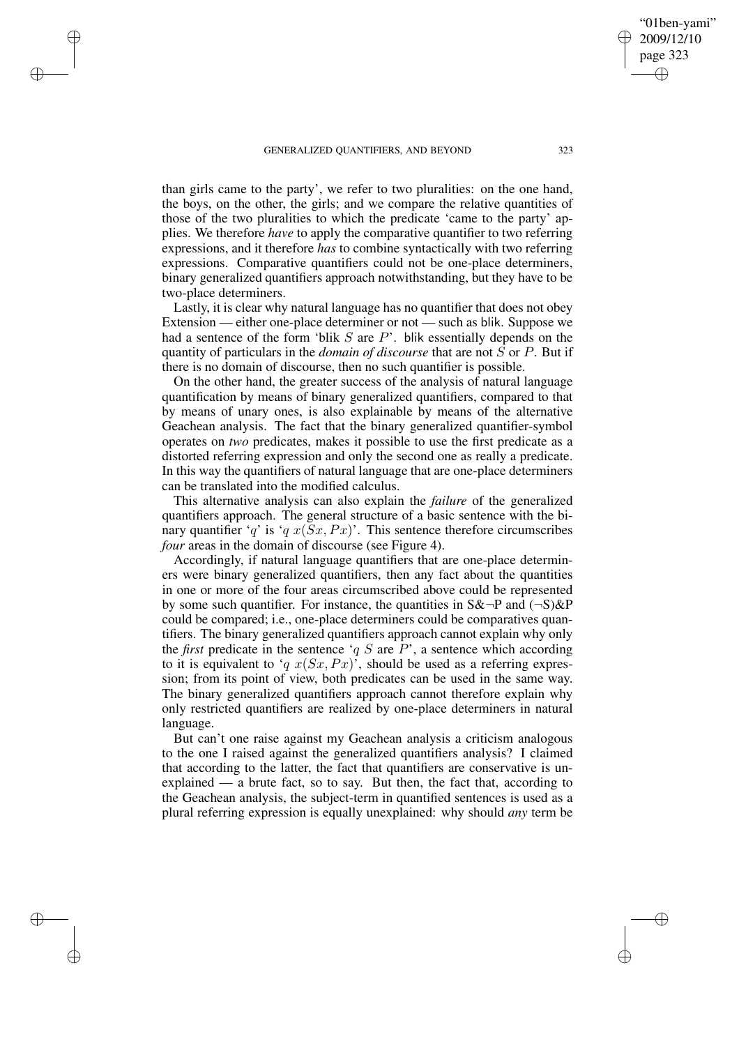than girls came to the party', we refer to two pluralities: on the one hand, the boys, on the other, the girls; and we compare the relative quantities of those of the two pluralities to which the predicate 'came to the party' applies. We therefore *have* to apply the comparative quantifier to two referring expressions, and it therefore *has* to combine syntactically with two referring expressions. Comparative quantifiers could not be one-place determiners, binary generalized quantifiers approach notwithstanding, but they have to be two-place determiners.

Lastly, it is clear why natural language has no quantifier that does not obey Extension — either one-place determiner or not — such as blik. Suppose we had a sentence of the form 'blik $S$ are $P$'. blik essentially depends on the quantity of particulars in the *domain of discourse* that are not $S$ or $P$. But if there is no domain of discourse, then no such quantifier is possible.

On the other hand, the greater success of the analysis of natural language quantification by means of binary generalized quantifiers, compared to that by means of unary ones, is also explainable by means of the alternative Geachean analysis. The fact that the binary generalized quantifier-symbol operates on *two* predicates, makes it possible to use the first predicate as a distorted referring expression and only the second one as really a predicate. In this way the quantifiers of natural language that are one-place determiners can be translated into the modified calculus.

This alternative analysis can also explain the *failure* of the generalized quantifiers approach. The general structure of a basic sentence with the binary quantifier '$q$' is '$q\ x(Sx, Px)$'. This sentence therefore circumscribes *four* areas in the domain of discourse (see Figure 4).

Accordingly, if natural language quantifiers that are one-place determiners were binary generalized quantifiers, then any fact about the quantities in one or more of the four areas circumscribed above could be represented by some such quantifier. For instance, the quantities in S&¬P and (¬S)&P could be compared; i.e., one-place determiners could be comparatives quantifiers. The binary generalized quantifiers approach cannot explain why only the *first* predicate in the sentence '$q$ $S$ are $P$', a sentence which according to it is equivalent to '$q\ x(Sx, Px)$', should be used as a referring expression; from its point of view, both predicates can be used in the same way. The binary generalized quantifiers approach cannot therefore explain why only restricted quantifiers are realized by one-place determiners in natural language.

But can't one raise against my Geachean analysis a criticism analogous to the one I raised against the generalized quantifiers analysis? I claimed that according to the latter, the fact that quantifiers are conservative is unexplained — a brute fact, so to say. But then, the fact that, according to the Geachean analysis, the subject-term in quantified sentences is used as a plural referring expression is equally unexplained: why should *any* term be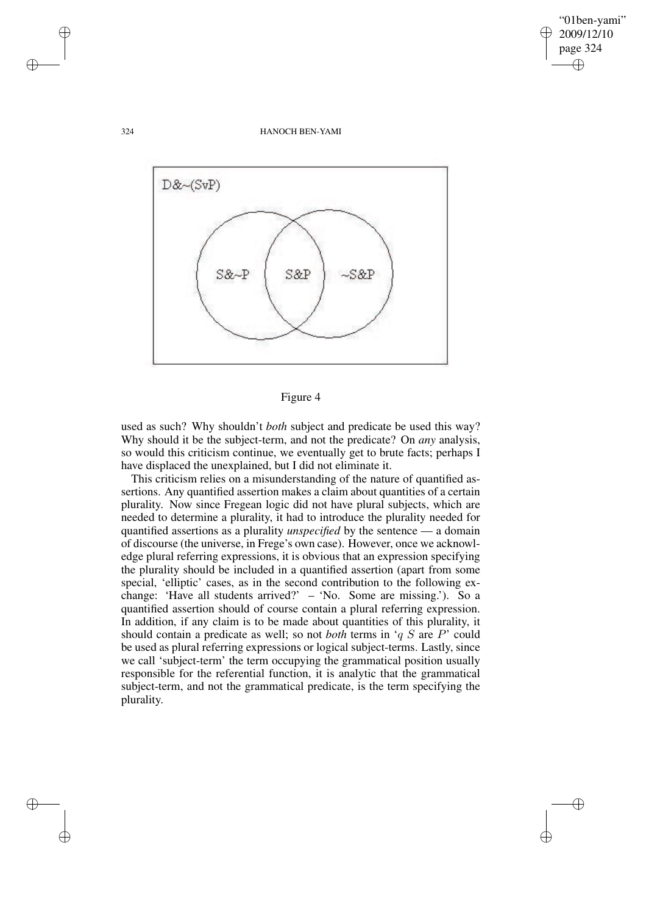Figure 4

used as such? Why shouldn't *both* subject and predicate be used this way? Why should it be the subject-term, and not the predicate? On *any* analysis, so would this criticism continue, we eventually get to brute facts; perhaps I have displaced the unexplained, but I did not eliminate it.

This criticism relies on a misunderstanding of the nature of quantified assertions. Any quantified assertion makes a claim about quantities of a certain plurality. Now since Fregean logic did not have plural subjects, which are needed to determine a plurality, it had to introduce the plurality needed for quantified assertions as a plurality *unspecified* by the sentence — a domain of discourse (the universe, in Frege's own case). However, once we acknowledge plural referring expressions, it is obvious that an expression specifying the plurality should be included in a quantified assertion (apart from some special, 'elliptic' cases, as in the second contribution to the following exchange: 'Have all students arrived?' – 'No. Some are missing.'). So a quantified assertion should of course contain a plural referring expression. In addition, if any claim is to be made about quantities of this plurality, it should contain a predicate as well; so not *both* terms in '$q$ $S$ are $P$' could be used as plural referring expressions or logical subject-terms. Lastly, since we call 'subject-term' the term occupying the grammatical position usually responsible for the referential function, it is analytic that the grammatical subject-term, and not the grammatical predicate, is the term specifying the plurality.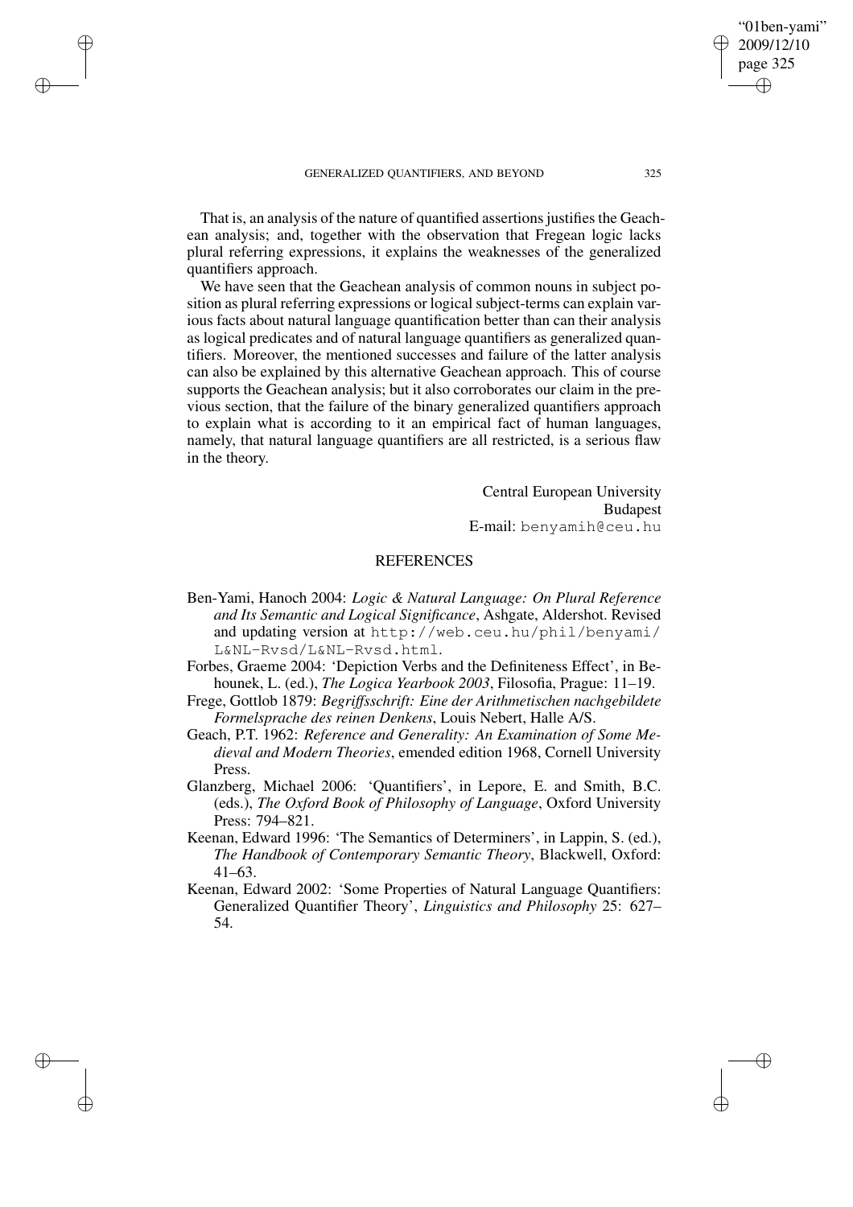That is, an analysis of the nature of quantified assertions justifies the Geachean analysis; and, together with the observation that Fregean logic lacks plural referring expressions, it explains the weaknesses of the generalized quantifiers approach.

We have seen that the Geachean analysis of common nouns in subject position as plural referring expressions or logical subject-terms can explain various facts about natural language quantification better than can their analysis as logical predicates and of natural language quantifiers as generalized quantifiers. Moreover, the mentioned successes and failure of the latter analysis can also be explained by this alternative Geachean approach. This of course supports the Geachean analysis; but it also corroborates our claim in the previous section, that the failure of the binary generalized quantifiers approach to explain what is according to it an empirical fact of human languages, namely, that natural language quantifiers are all restricted, is a serious flaw in the theory.

Central European University
Budapest
E-mail: benyamih@ceu.hu

## REFERENCES

Ben-Yami, Hanoch 2004: *Logic & Natural Language: On Plural Reference and Its Semantic and Logical Significance*, Ashgate, Aldershot. Revised and updating version at http://web.ceu.hu/phil/benyami/L&NL-Rvsd/L&NL-Rvsd.html.

Forbes, Graeme 2004: 'Depiction Verbs and the Definiteness Effect', in Behounek, L. (ed.), *The Logica Yearbook 2003*, Filosofia, Prague: 11–19.

Frege, Gottlob 1879: *Begriffsschrift: Eine der Arithmetischen nachgebildete Formelsprache des reinen Denkens*, Louis Nebert, Halle A/S.

Geach, P.T. 1962: *Reference and Generality: An Examination of Some Medieval and Modern Theories*, emended edition 1968, Cornell University Press.

Glanzberg, Michael 2006: 'Quantifiers', in Lepore, E. and Smith, B.C. (eds.), *The Oxford Book of Philosophy of Language*, Oxford University Press: 794–821.

Keenan, Edward 1996: 'The Semantics of Determiners', in Lappin, S. (ed.), *The Handbook of Contemporary Semantic Theory*, Blackwell, Oxford: 41–63.

Keenan, Edward 2002: 'Some Properties of Natural Language Quantifiers: Generalized Quantifier Theory', *Linguistics and Philosophy* 25: 627–54.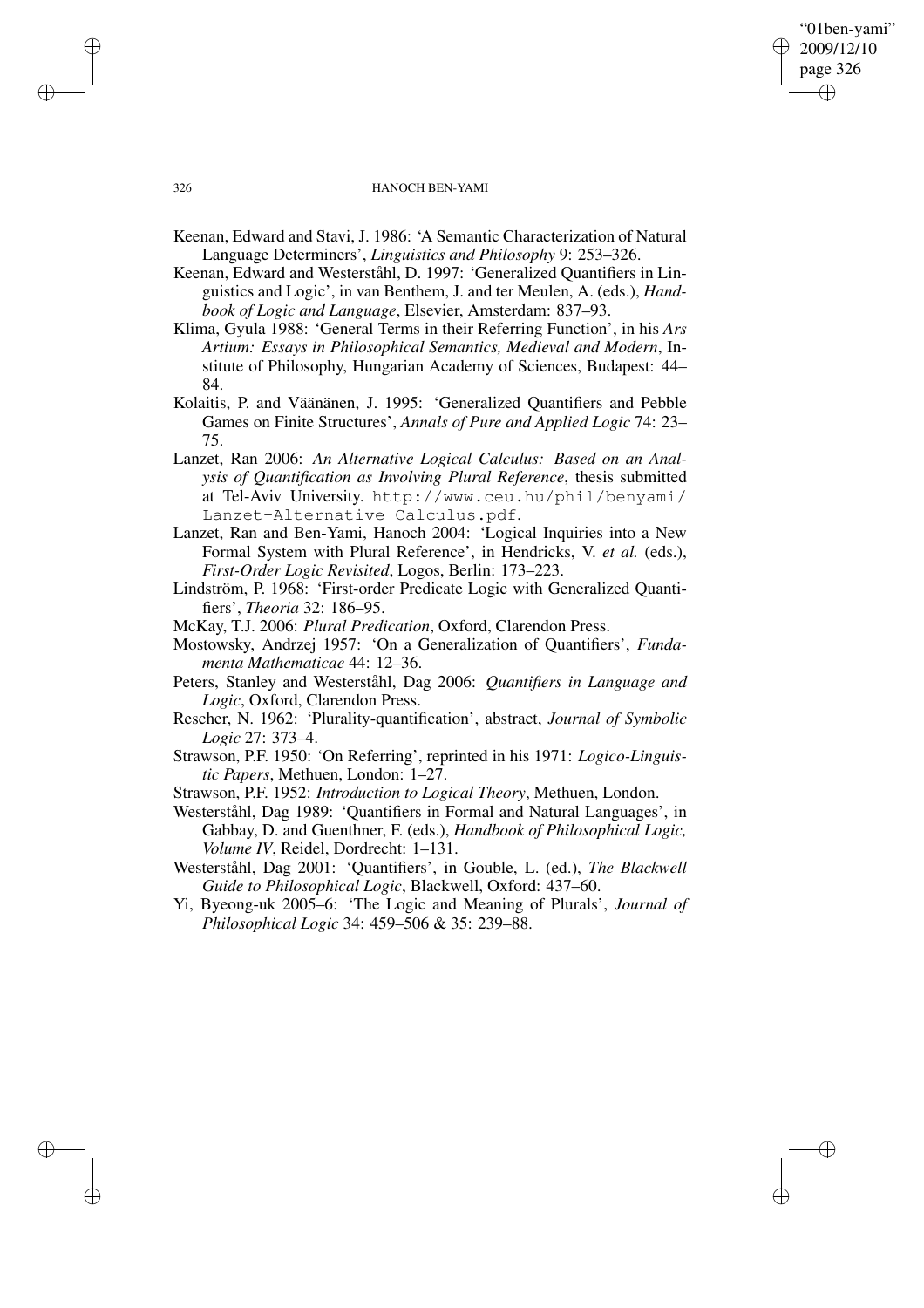Keenan, Edward and Stavi, J. 1986: 'A Semantic Characterization of Natural Language Determiners', *Linguistics and Philosophy* 9: 253–326.

Keenan, Edward and Westerståhl, D. 1997: 'Generalized Quantifiers in Linguistics and Logic', in van Benthem, J. and ter Meulen, A. (eds.), *Handbook of Logic and Language*, Elsevier, Amsterdam: 837–93.

Klima, Gyula 1988: 'General Terms in their Referring Function', in his *Ars Artium: Essays in Philosophical Semantics, Medieval and Modern*, Institute of Philosophy, Hungarian Academy of Sciences, Budapest: 44–84.

Kolaitis, P. and Väänänen, J. 1995: 'Generalized Quantifiers and Pebble Games on Finite Structures', *Annals of Pure and Applied Logic* 74: 23–75.

Lanzet, Ran 2006: *An Alternative Logical Calculus: Based on an Analysis of Quantification as Involving Plural Reference*, thesis submitted at Tel-Aviv University. `http://www.ceu.hu/phil/benyami/Lanzet-Alternative Calculus.pdf`.

Lanzet, Ran and Ben-Yami, Hanoch 2004: 'Logical Inquiries into a New Formal System with Plural Reference', in Hendricks, V. *et al.* (eds.), *First-Order Logic Revisited*, Logos, Berlin: 173–223.

Lindström, P. 1968: 'First-order Predicate Logic with Generalized Quantifiers', *Theoria* 32: 186–95.

McKay, T.J. 2006: *Plural Predication*, Oxford, Clarendon Press.

Mostowsky, Andrzej 1957: 'On a Generalization of Quantifiers', *Fundamenta Mathematicae* 44: 12–36.

Peters, Stanley and Westerståhl, Dag 2006: *Quantifiers in Language and Logic*, Oxford, Clarendon Press.

Rescher, N. 1962: 'Plurality-quantification', abstract, *Journal of Symbolic Logic* 27: 373–4.

Strawson, P.F. 1950: 'On Referring', reprinted in his 1971: *Logico-Linguistic Papers*, Methuen, London: 1–27.

Strawson, P.F. 1952: *Introduction to Logical Theory*, Methuen, London.

Westerståhl, Dag 1989: 'Quantifiers in Formal and Natural Languages', in Gabbay, D. and Guenthner, F. (eds.), *Handbook of Philosophical Logic, Volume IV*, Reidel, Dordrecht: 1–131.

Westerståhl, Dag 2001: 'Quantifiers', in Gouble, L. (ed.), *The Blackwell Guide to Philosophical Logic*, Blackwell, Oxford: 437–60.

Yi, Byeong-uk 2005–6: 'The Logic and Meaning of Plurals', *Journal of Philosophical Logic* 34: 459–506 & 35: 239–88.